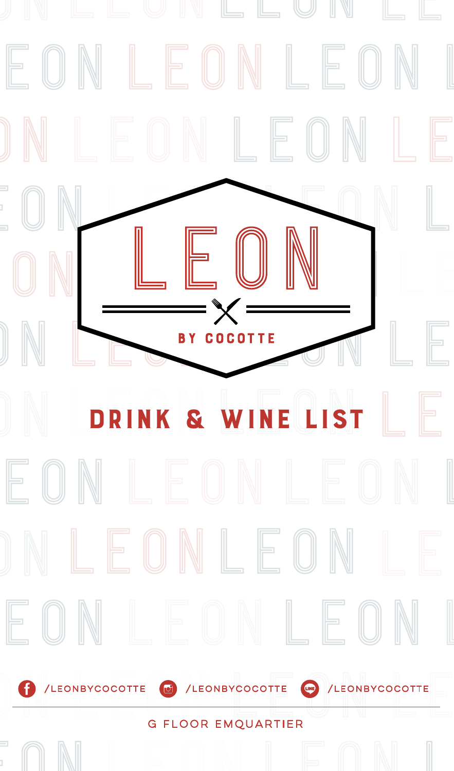# LEON

BY COCOTTE

## DRINK & WINE LIST

/LEONBYCOCOTTE /LEONBYCOCOTTE /LEONBYCOCOTTE

G FLOOR EMQUARTIER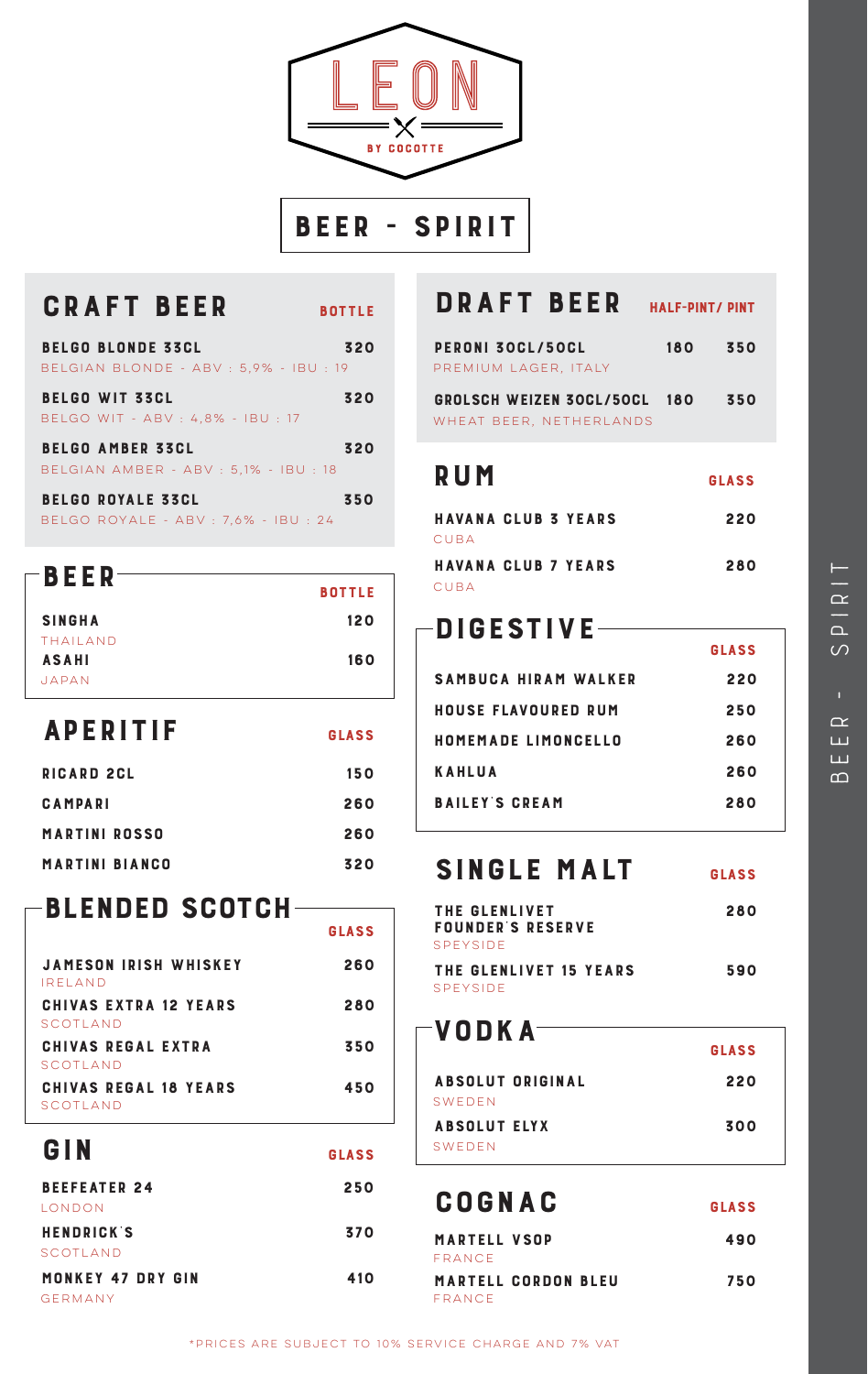# LEON

BY COCOTTE

## BEER - SPIRIT

### CRAFT BEER

| | BOTTLE |
|---|---|
| **BELGO BLONDE 33CL**<br>BELGIAN BLONDE - ABV : 5,9% - IBU : 19 | 320 |
| **BELGO WIT 33CL**<br>BELGO WIT - ABV : 4,8% - IBU : 17 | 320 |
| **BELGO AMBER 33CL**<br>BELGIAN AMBER - ABV : 5,1% - IBU : 18 | 320 |
| **BELGO ROYALE 33CL**<br>BELGO ROYALE - ABV : 7,6% - IBU : 24 | 350 |

### BEER

| | BOTTLE |
|---|---|
| **SINGHA**<br>THAILAND | 120 |
| **ASAHI**<br>JAPAN | 160 |

### APERITIF

| | GLASS |
|---|---|
| **RICARD 2CL** | 150 |
| **CAMPARI** | 260 |
| **MARTINI ROSSO** | 260 |
| **MARTINI BIANCO** | 320 |

### BLENDED SCOTCH

| | GLASS |
|---|---|
| **JAMESON IRISH WHISKEY**<br>IRELAND | 260 |
| **CHIVAS EXTRA 12 YEARS**<br>SCOTLAND | 280 |
| **CHIVAS REGAL EXTRA**<br>SCOTLAND | 350 |
| **CHIVAS REGAL 18 YEARS**<br>SCOTLAND | 450 |

### GIN

| | GLASS |
|---|---|
| **BEEFEATER 24**<br>LONDON | 250 |
| **HENDRICK'S**<br>SCOTLAND | 370 |
| **MONKEY 47 DRY GIN**<br>GERMANY | 410 |

### DRAFT BEER

| | HALF-PINT | PINT |
|---|---|---|
| **PERONI 30CL/50CL**<br>PREMIUM LAGER, ITALY | 180 | 350 |
| **GROLSCH WEIZEN 30CL/50CL**<br>WHEAT BEER, NETHERLANDS | 180 | 350 |

### RUM

| | GLASS |
|---|---|
| **HAVANA CLUB 3 YEARS**<br>CUBA | 220 |
| **HAVANA CLUB 7 YEARS**<br>CUBA | 280 |

### DIGESTIVE

| | GLASS |
|---|---|
| **SAMBUCA HIRAM WALKER** | 220 |
| **HOUSE FLAVOURED RUM** | 250 |
| **HOMEMADE LIMONCELLO** | 260 |
| **KAHLUA** | 260 |
| **BAILEY'S CREAM** | 280 |

### SINGLE MALT

| | GLASS |
|---|---|
| **THE GLENLIVET FOUNDER'S RESERVE**<br>SPEYSIDE | 280 |
| **THE GLENLIVET 15 YEARS**<br>SPEYSIDE | 590 |

### VODKA

| | GLASS |
|---|---|
| **ABSOLUT ORIGINAL**<br>SWEDEN | 220 |
| **ABSOLUT ELYX**<br>SWEDEN | 300 |

### COGNAC

| | GLASS |
|---|---|
| **MARTELL VSOP**<br>FRANCE | 490 |
| **MARTELL CORDON BLEU**<br>FRANCE | 750 |

*PRICES ARE SUBJECT TO 10% SERVICE CHARGE AND 7% VAT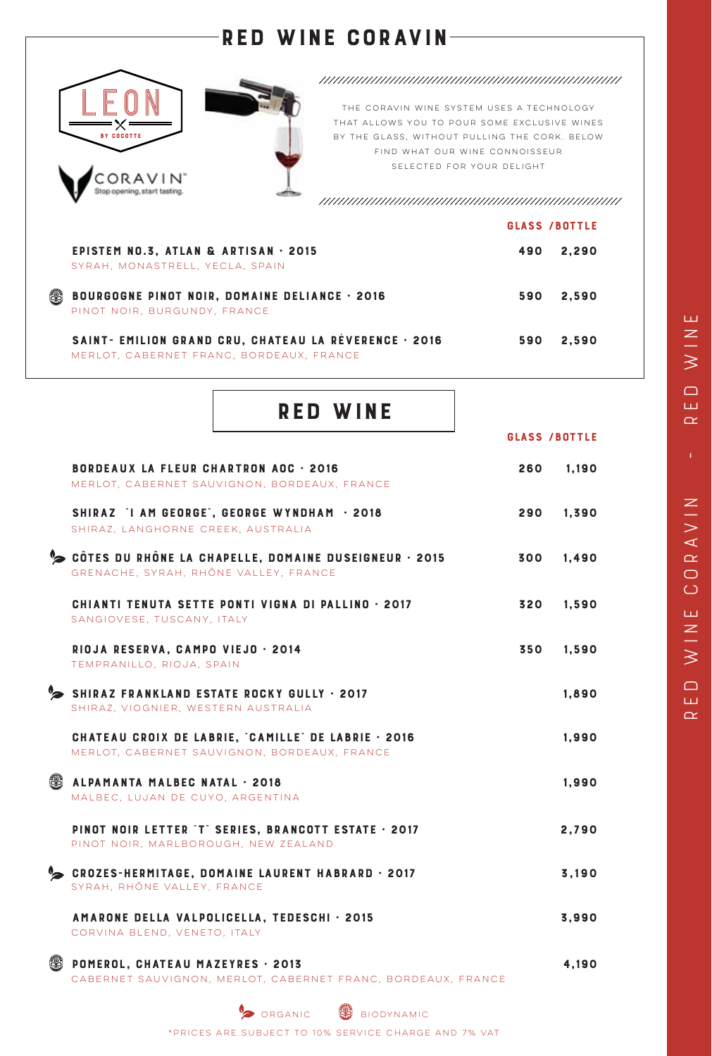# RED WINE CORAVIN

LEON BY COCOTTE

CORAVIN™ Stop opening, start tasting.

THE CORAVIN WINE SYSTEM USES A TECHNOLOGY THAT ALLOWS YOU TO POUR SOME EXCLUSIVE WINES BY THE GLASS, WITHOUT PULLING THE CORK. BELOW FIND WHAT OUR WINE CONNOISSEUR SELECTED FOR YOUR DELIGHT

| Wine | Glass | Bottle |
|---|---|---|
| **EPISTEM NO.3, ATLAN & ARTISAN · 2015**<br>SYRAH, MONASTRELL, YECLA, SPAIN | 490 | 2,290 |
| (Biodynamic) **BOURGOGNE PINOT NOIR, DOMAINE DELIANCE · 2016**<br>PINOT NOIR, BURGUNDY, FRANCE | 590 | 2,590 |
| **SAINT- EMILION GRAND CRU, CHATEAU LA RÉVERENCE · 2016**<br>MERLOT, CABERNET FRANC, BORDEAUX, FRANCE | 590 | 2,590 |

## RED WINE

| Wine | Glass | Bottle |
|---|---|---|
| **BORDEAUX LA FLEUR CHARTRON AOC · 2016**<br>MERLOT, CABERNET SAUVIGNON, BORDEAUX, FRANCE | 260 | 1,190 |
| **SHIRAZ "I AM GEORGE", GEORGE WYNDHAM · 2018**<br>SHIRAZ, LANGHORNE CREEK, AUSTRALIA | 290 | 1,390 |
| (Organic) **CÔTES DU RHÔNE LA CHAPELLE, DOMAINE DUSEIGNEUR · 2015**<br>GRENACHE, SYRAH, RHÔNE VALLEY, FRANCE | 300 | 1,490 |
| **CHIANTI TENUTA SETTE PONTI VIGNA DI PALLINO · 2017**<br>SANGIOVESE, TUSCANY, ITALY | 320 | 1,590 |
| **RIOJA RESERVA, CAMPO VIEJO · 2014**<br>TEMPRANILLO, RIOJA, SPAIN | 350 | 1,590 |
| (Organic) **SHIRAZ FRANKLAND ESTATE ROCKY GULLY · 2017**<br>SHIRAZ, VIOGNIER, WESTERN AUSTRALIA | | 1,890 |
| **CHATEAU CROIX DE LABRIE, "CAMILLE" DE LABRIE · 2016**<br>MERLOT, CABERNET SAUVIGNON, BORDEAUX, FRANCE | | 1,990 |
| (Biodynamic) **ALPAMANTA MALBEC NATAL · 2018**<br>MALBEC, LUJAN DE CUYO, ARGENTINA | | 1,990 |
| **PINOT NOIR LETTER "T" SERIES, BRANCOTT ESTATE · 2017**<br>PINOT NOIR, MARLBOROUGH, NEW ZEALAND | | 2,790 |
| (Organic) **CROZES-HERMITAGE, DOMAINE LAURENT HABRARD · 2017**<br>SYRAH, RHÔNE VALLEY, FRANCE | | 3,190 |
| **AMARONE DELLA VALPOLICELLA, TEDESCHI · 2015**<br>CORVINA BLEND, VENETO, ITALY | | 3,990 |
| (Biodynamic) **POMEROL, CHATEAU MAZEYRES · 2013**<br>CABERNET SAUVIGNON, MERLOT, CABERNET FRANC, BORDEAUX, FRANCE | | 4,190 |

ORGANIC BIODYNAMIC

*PRICES ARE SUBJECT TO 10% SERVICE CHARGE AND 7% VAT

RED WINE CORAVIN - RED WINE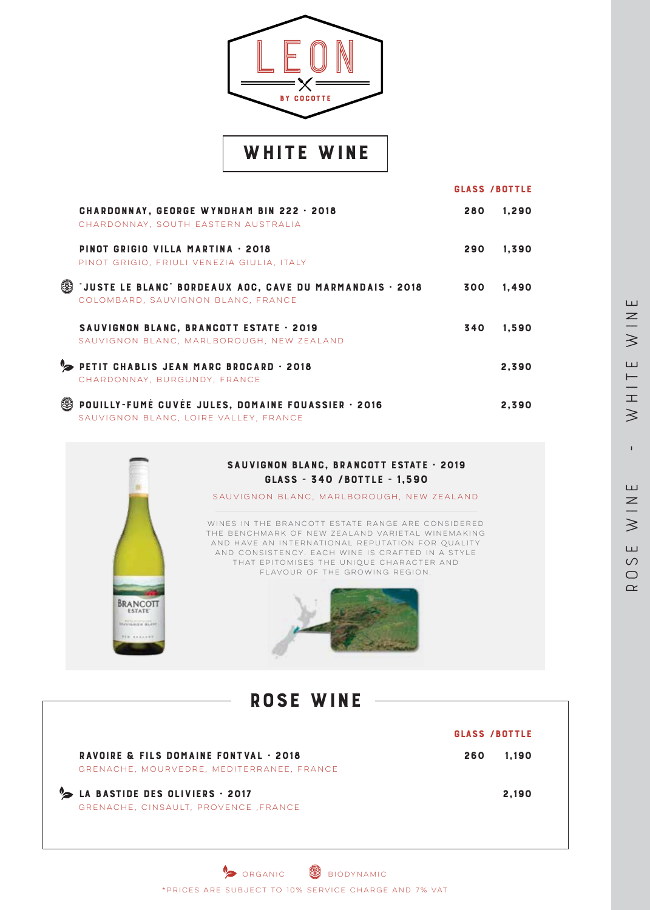LEON

BY COCOTTE

# WHITE WINE

| | GLASS | /BOTTLE |
|---|---|---|
| **CHARDONNAY, GEORGE WYNDHAM BIN 222 · 2018**<br>CHARDONNAY, SOUTH EASTERN AUSTRALIA | 280 | 1,290 |
| **PINOT GRIGIO VILLA MARTINA · 2018**<br>PINOT GRIGIO, FRIULI VENEZIA GIULIA, ITALY | 290 | 1,390 |
| (Biodynamic) **"JUSTE LE BLANC" BORDEAUX AOC, CAVE DU MARMANDAIS · 2018**<br>COLOMBARD, SAUVIGNON BLANC, FRANCE | 300 | 1,490 |
| **SAUVIGNON BLANC, BRANCOTT ESTATE · 2019**<br>SAUVIGNON BLANC, MARLBOROUGH, NEW ZEALAND | 340 | 1,590 |
| (Organic) **PETIT CHABLIS JEAN MARC BROCARD · 2018**<br>CHARDONNAY, BURGUNDY, FRANCE | | 2,390 |
| (Biodynamic) **POUILLY-FUMÉ CUVÉE JULES, DOMAINE FOUASSIER · 2016**<br>SAUVIGNON BLANC, LOIRE VALLEY, FRANCE | | 2,390 |

**SAUVIGNON BLANC, BRANCOTT ESTATE · 2019**
**GLASS - 340 /BOTTLE - 1,590**

SAUVIGNON BLANC, MARLBOROUGH, NEW ZEALAND

WINES IN THE BRANCOTT ESTATE RANGE ARE CONSIDERED THE BENCHMARK OF NEW ZEALAND VARIETAL WINEMAKING AND HAVE AN INTERNATIONAL REPUTATION FOR QUALITY AND CONSISTENCY. EACH WINE IS CRAFTED IN A STYLE THAT EPITOMISES THE UNIQUE CHARACTER AND FLAVOUR OF THE GROWING REGION.

# ROSE WINE

| | GLASS | /BOTTLE |
|---|---|---|
| **RAVOIRE & FILS DOMAINE FONTVAL · 2018**<br>GRENACHE, MOURVEDRE, MEDITERRANEE, FRANCE | 260 | 1,190 |
| (Organic) **LA BASTIDE DES OLIVIERS · 2017**<br>GRENACHE, CINSAULT, PROVENCE ,FRANCE | | 2,190 |

ORGANIC    BIODYNAMIC

*PRICES ARE SUBJECT TO 10% SERVICE CHARGE AND 7% VAT

ROSE WINE - WHITE WINE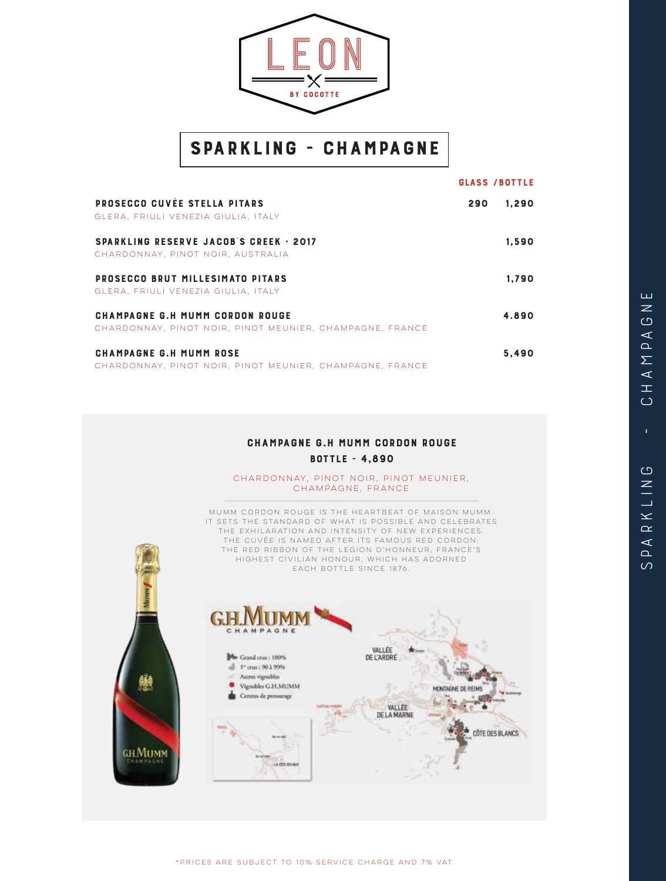# LEON

BY COCOTTE

## SPARKLING - CHAMPAGNE

| | GLASS | /BOTTLE |
|---|---|---|
| **PROSECCO CUVÉE STELLA PITARS**<br>GLERA, FRIULI VENEZIA GIULIA, ITALY | 290 | 1,290 |
| **SPARKLING RESERVE JACOB'S CREEK · 2017**<br>CHARDONNAY, PINOT NOIR, AUSTRALIA | | 1,590 |
| **PROSECCO BRUT MILLESIMATO PITARS**<br>GLERA, FRIULI VENEZIA GIULIA, ITALY | | 1,790 |
| **CHAMPAGNE G.H MUMM CORDON ROUGE**<br>CHARDONNAY, PINOT NOIR, PINOT MEUNIER, CHAMPAGNE, FRANCE | | 4.890 |
| **CHAMPAGNE G.H MUMM ROSE**<br>CHARDONNAY, PINOT NOIR, PINOT MEUNIER, CHAMPAGNE, FRANCE | | 5,490 |

### CHAMPAGNE G.H MUMM CORDON ROUGE

**BOTTLE - 4,890**

CHARDONNAY, PINOT NOIR, PINOT MEUNIER, CHAMPAGNE, FRANCE

MUMM CORDON ROUGE IS THE HEARTBEAT OF MAISON MUMM. IT SETS THE STANDARD OF WHAT IS POSSIBLE AND CELEBRATES THE EXHILARATION AND INTENSITY OF NEW EXPERIENCES. THE CUVÉE IS NAMED AFTER ITS FAMOUS RED CORDON: THE RED RIBBON OF THE LEGION D'HONNEUR, FRANCE'S HIGHEST CIVILIAN HONOUR, WHICH HAS ADORNED EACH BOTTLE SINCE 1876.

G.H.MUMM CHAMPAGNE

Grand crus : 100%
1er crus : 90 à 99%
Autres vignobles
Vignobles G.H.MUMM
Centres de pressurage

VALLÉE DE L'ARDRE
MONTAGNE DE REIMS
VALLÉE DE LA MARNE
CÔTE DES BLANCS

*PRICES ARE SUBJECT TO 10% SERVICE CHARGE AND 7% VAT